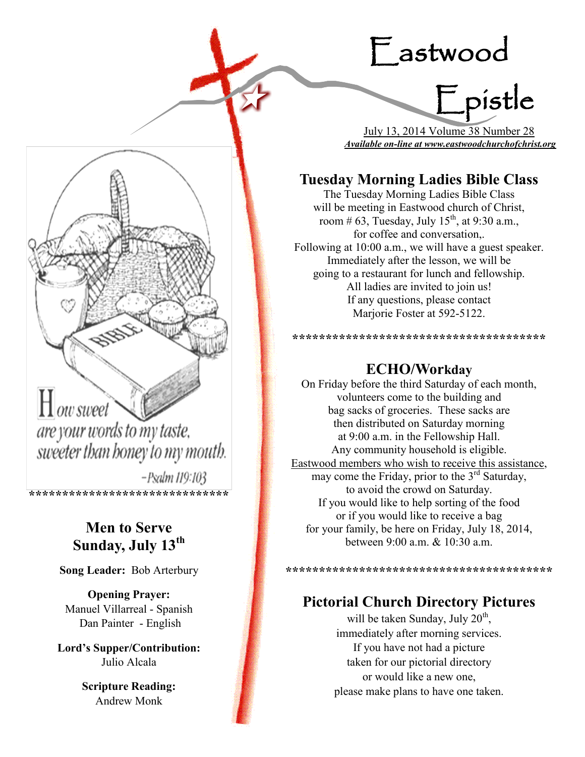# Eastwood Epistle

July 13, 2014 Volume 38 Number 28

***Available on-line at www.eastwoodchurchofchrist.org***

How sweet are your words to my taste, sweeter than honey to my mouth.

–Psalm 119:103

******************************

## Men to Serve Sunday, July 13th

**Song Leader:** Bob Arterbury

**Opening Prayer:**
Manuel Villarreal - Spanish
Dan Painter - English

**Lord's Supper/Contribution:**
Julio Alcala

**Scripture Reading:**
Andrew Monk

## Tuesday Morning Ladies Bible Class

The Tuesday Morning Ladies Bible Class will be meeting in Eastwood church of Christ, room # 63, Tuesday, July 15th, at 9:30 a.m., for coffee and conversation,. Following at 10:00 a.m., we will have a guest speaker. Immediately after the lesson, we will be going to a restaurant for lunch and fellowship. All ladies are invited to join us! If any questions, please contact Marjorie Foster at 592-5122.

**************************************

## ECHO/Workday

On Friday before the third Saturday of each month, volunteers come to the building and bag sacks of groceries. These sacks are then distributed on Saturday morning at 9:00 a.m. in the Fellowship Hall. Any community household is eligible. Eastwood members who wish to receive this assistance, may come the Friday, prior to the 3rd Saturday, to avoid the crowd on Saturday. If you would like to help sorting of the food or if you would like to receive a bag for your family, be here on Friday, July 18, 2014, between 9:00 a.m. & 10:30 a.m.

****************************************

## Pictorial Church Directory Pictures

will be taken Sunday, July 20th, immediately after morning services. If you have not had a picture taken for our pictorial directory or would like a new one, please make plans to have one taken.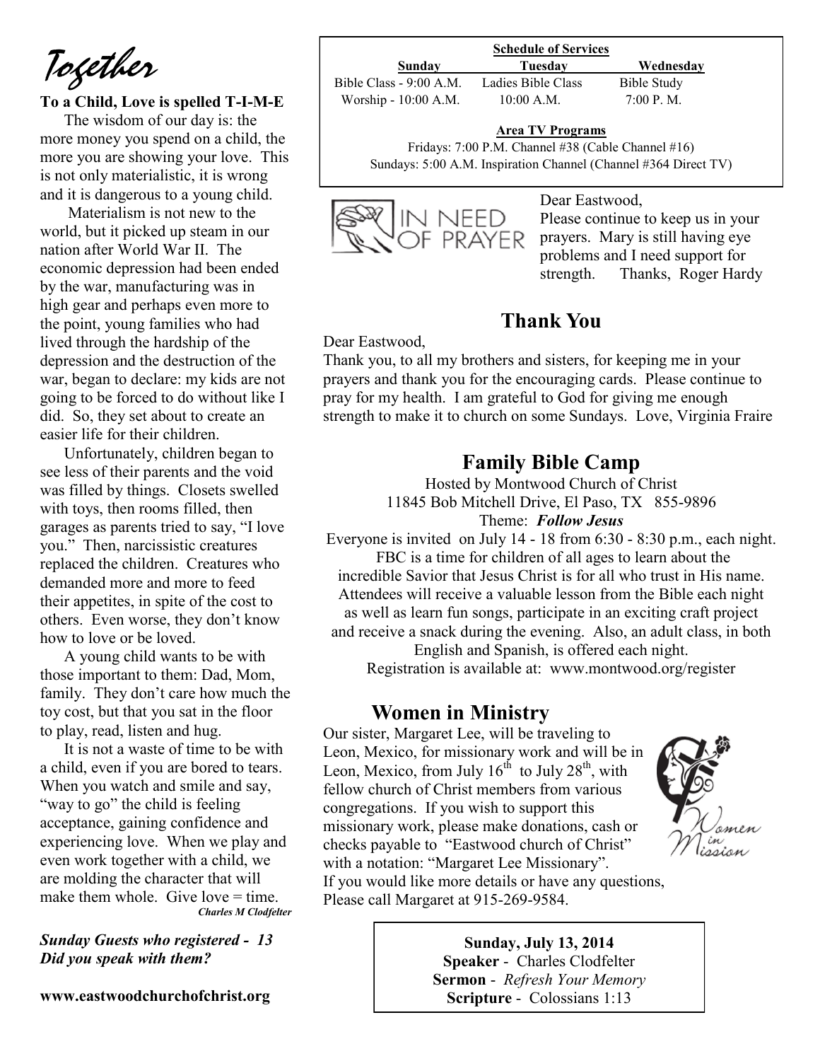# Together

**To a Child, Love is spelled T-I-M-E**

The wisdom of our day is: the more money you spend on a child, the more you are showing your love. This is not only materialistic, it is wrong and it is dangerous to a young child.

Materialism is not new to the world, but it picked up steam in our nation after World War II. The economic depression had been ended by the war, manufacturing was in high gear and perhaps even more to the point, young families who had lived through the hardship of the depression and the destruction of the war, began to declare: my kids are not going to be forced to do without like I did. So, they set about to create an easier life for their children.

Unfortunately, children began to see less of their parents and the void was filled by things. Closets swelled with toys, then rooms filled, then garages as parents tried to say, "I love you." Then, narcissistic creatures replaced the children. Creatures who demanded more and more to feed their appetites, in spite of the cost to others. Even worse, they don't know how to love or be loved.

A young child wants to be with those important to them: Dad, Mom, family. They don't care how much the toy cost, but that you sat in the floor to play, read, listen and hug.

It is not a waste of time to be with a child, even if you are bored to tears. When you watch and smile and say, "way to go" the child is feeling acceptance, gaining confidence and experiencing love. When we play and even work together with a child, we are molding the character that will make them whole. Give love = time.

***Charles M Clodfelter***

***Sunday Guests who registered - 13***
***Did you speak with them?***

**www.eastwoodchurchofchrist.org**

**Schedule of Services**

| Sunday | Tuesday | Wednesday |
|---|---|---|
| Bible Class - 9:00 A.M. | Ladies Bible Class | Bible Study |
| Worship - 10:00 A.M. | 10:00 A.M. | 7:00 P. M. |

**Area TV Programs**

Fridays: 7:00 P.M. Channel #38 (Cable Channel #16)
Sundays: 5:00 A.M. Inspiration Channel (Channel #364 Direct TV)

IN NEED OF PRAYER

Dear Eastwood,
Please continue to keep us in your prayers. Mary is still having eye problems and I need support for strength. Thanks, Roger Hardy

## Thank You

Dear Eastwood,
Thank you, to all my brothers and sisters, for keeping me in your prayers and thank you for the encouraging cards. Please continue to pray for my health. I am grateful to God for giving me enough strength to make it to church on some Sundays. Love, Virginia Fraire

## Family Bible Camp

Hosted by Montwood Church of Christ
11845 Bob Mitchell Drive, El Paso, TX 855-9896
Theme: ***Follow Jesus***

Everyone is invited on July 14 - 18 from 6:30 - 8:30 p.m., each night. FBC is a time for children of all ages to learn about the incredible Savior that Jesus Christ is for all who trust in His name. Attendees will receive a valuable lesson from the Bible each night as well as learn fun songs, participate in an exciting craft project and receive a snack during the evening. Also, an adult class, in both English and Spanish, is offered each night.
Registration is available at: www.montwood.org/register

## Women in Ministry

Our sister, Margaret Lee, will be traveling to Leon, Mexico, for missionary work and will be in Leon, Mexico, from July 16th to July 28th, with fellow church of Christ members from various congregations. If you wish to support this missionary work, please make donations, cash or checks payable to "Eastwood church of Christ" with a notation: "Margaret Lee Missionary". If you would like more details or have any questions, Please call Margaret at 915-269-9584.

**Sunday, July 13, 2014**
**Speaker** - Charles Clodfelter
**Sermon** - *Refresh Your Memory*
**Scripture** - Colossians 1:13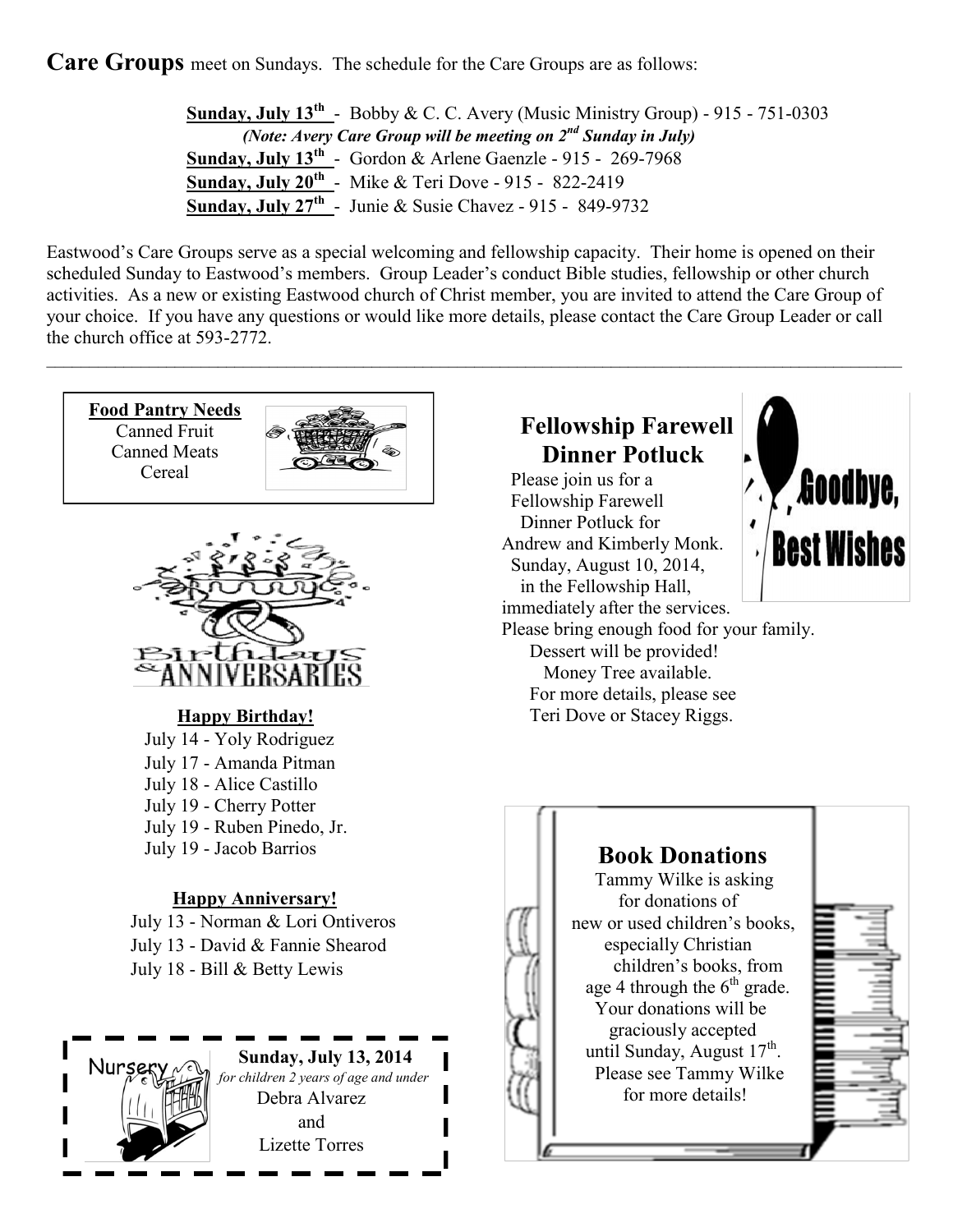**Care Groups** meet on Sundays. The schedule for the Care Groups are as follows:

**Sunday, July 13th** - Bobby & C. C. Avery (Music Ministry Group) - 915 - 751-0303
*(Note: Avery Care Group will be meeting on 2nd Sunday in July)*
**Sunday, July 13th** - Gordon & Arlene Gaenzle - 915 - 269-7968
**Sunday, July 20th** - Mike & Teri Dove - 915 - 822-2419
**Sunday, July 27th** - Junie & Susie Chavez - 915 - 849-9732

Eastwood's Care Groups serve as a special welcoming and fellowship capacity. Their home is opened on their scheduled Sunday to Eastwood's members. Group Leader's conduct Bible studies, fellowship or other church activities. As a new or existing Eastwood church of Christ member, you are invited to attend the Care Group of your choice. If you have any questions or would like more details, please contact the Care Group Leader or call the church office at 593-2772.

---

**Food Pantry Needs**
Canned Fruit
Canned Meats
Cereal

Birthdays & Anniversaries

**Happy Birthday!**
July 14 - Yoly Rodriguez
July 17 - Amanda Pitman
July 18 - Alice Castillo
July 19 - Cherry Potter
July 19 - Ruben Pinedo, Jr.
July 19 - Jacob Barrios

**Happy Anniversary!**
July 13 - Norman & Lori Ontiveros
July 13 - David & Fannie Shearod
July 18 - Bill & Betty Lewis

Nursery
**Sunday, July 13, 2014**
*for children 2 years of age and under*
Debra Alvarez
and
Lizette Torres

## Fellowship Farewell Dinner Potluck

Goodbye, Best Wishes

Please join us for a Fellowship Farewell Dinner Potluck for Andrew and Kimberly Monk. Sunday, August 10, 2014, in the Fellowship Hall, immediately after the services. Please bring enough food for your family. Dessert will be provided! Money Tree available. For more details, please see Teri Dove or Stacey Riggs.

## Book Donations

Tammy Wilke is asking for donations of new or used children's books, especially Christian children's books, from age 4 through the 6th grade. Your donations will be graciously accepted until Sunday, August 17th. Please see Tammy Wilke for more details!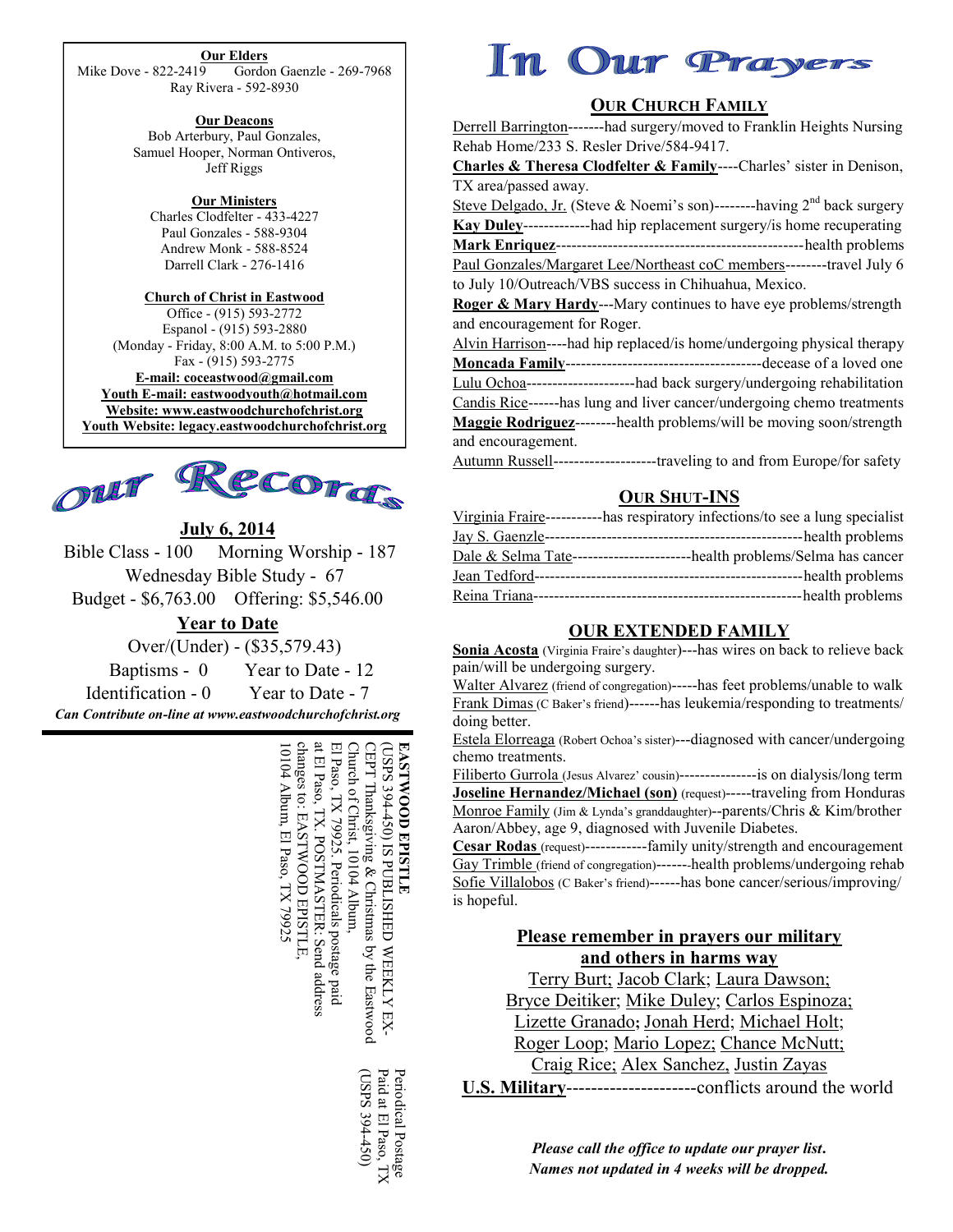**Our Elders**

Mike Dove - 822-2419 Gordon Gaenzle - 269-7968
Ray Rivera - 592-8930

**Our Deacons**

Bob Arterbury, Paul Gonzales,
Samuel Hooper, Norman Ontiveros,
Jeff Riggs

**Our Ministers**

Charles Clodfelter - 433-4227
Paul Gonzales - 588-9304
Andrew Monk - 588-8524
Darrell Clark - 276-1416

**Church of Christ in Eastwood**

Office - (915) 593-2772
Espanol - (915) 593-2880
(Monday - Friday, 8:00 A.M. to 5:00 P.M.)
Fax - (915) 593-2775
**E-mail: coceastwood@gmail.com**
**Youth E-mail: eastwoodyouth@hotmail.com**
**Website: www.eastwoodchurchofchrist.org**
**Youth Website: legacy.eastwoodchurchofchrist.org**

# Our Records

**July 6, 2014**

Bible Class - 100 Morning Worship - 187
Wednesday Bible Study - 67
Budget - $6,763.00 Offering: $5,546.00

**Year to Date**

Over/(Under) - ($35,579.43)
Baptisms - 0 Year to Date - 12
Identification - 0 Year to Date - 7

***Can Contribute on-line at www.eastwoodchurchofchrist.org***

**EASTWOOD EPISTLE** (USPS 394-450) IS PUBLISHED WEEKLY EXCEPT Thanksgiving & Christmas by the Eastwood Church of Christ, 10104 Album, El Paso, TX 79925. Periodicals postage paid at El Paso, TX. POSTMASTER: Send address changes to: EASTWOOD EPISTLE, 10104 Album, El Paso, TX 79925

Periodical Postage
Paid at El Paso, TX
(USPS 394-450)

# In Our Prayers

## Our Church Family

Derrell Barrington-------had surgery/moved to Franklin Heights Nursing Rehab Home/233 S. Resler Drive/584-9417.
**Charles & Theresa Clodfelter & Family**----Charles' sister in Denison, TX area/passed away.
Steve Delgado, Jr. (Steve & Noemi's son)--------having 2nd back surgery
**Kay Duley**-------------had hip replacement surgery/is home recuperating
**Mark Enriquez**-----------------------------------------------health problems
Paul Gonzales/Margaret Lee/Northeast coC members--------travel July 6 to July 10/Outreach/VBS success in Chihuahua, Mexico.
**Roger & Mary Hardy**---Mary continues to have eye problems/strength and encouragement for Roger.
Alvin Harrison----had hip replaced/is home/undergoing physical therapy
**Moncada Family**--------------------------------------decease of a loved one
Lulu Ochoa---------------------had back surgery/undergoing rehabilitation
Candis Rice------has lung and liver cancer/undergoing chemo treatments
**Maggie Rodriguez**--------health problems/will be moving soon/strength and encouragement.
Autumn Russell--------------------traveling to and from Europe/for safety

## Our Shut-Ins

Virginia Fraire-----------has respiratory infections/to see a lung specialist
Jay S. Gaenzle---------------------------------------------------health problems
Dale & Selma Tate----------------------health problems/Selma has cancer
Jean Tedford----------------------------------------------------health problems
Reina Triana----------------------------------------------------health problems

## Our Extended Family

**Sonia Acosta** (Virginia Fraire's daughter)---has wires on back to relieve back pain/will be undergoing surgery.
Walter Alvarez (friend of congregation)-----has feet problems/unable to walk
Frank Dimas (C Baker's friend)------has leukemia/responding to treatments/doing better.
Estela Elorreaga (Robert Ochoa's sister)---diagnosed with cancer/undergoing chemo treatments.
Filiberto Gurrola (Jesus Alvarez' cousin)---------------is on dialysis/long term
**Joseline Hernandez/Michael (son)** (request)-----traveling from Honduras
Monroe Family (Jim & Lynda's granddaughter)--parents/Chris & Kim/brother Aaron/Abbey, age 9, diagnosed with Juvenile Diabetes.
**Cesar Rodas** (request)------------family unity/strength and encouragement
Gay Trimble (friend of congregation)-------health problems/undergoing rehab
Sofie Villalobos (C Baker's friend)------has bone cancer/serious/improving/is hopeful.

**Please remember in prayers our military and others in harms way**

Terry Burt; Jacob Clark; Laura Dawson;
Bryce Deitiker; Mike Duley; Carlos Espinoza;
Lizette Granado; Jonah Herd; Michael Holt;
Roger Loop; Mario Lopez; Chance McNutt;
Craig Rice; Alex Sanchez, Justin Zayas
**U.S. Military**---------------------conflicts around the world

***Please call the office to update our prayer list.***
***Names not updated in 4 weeks will be dropped.***